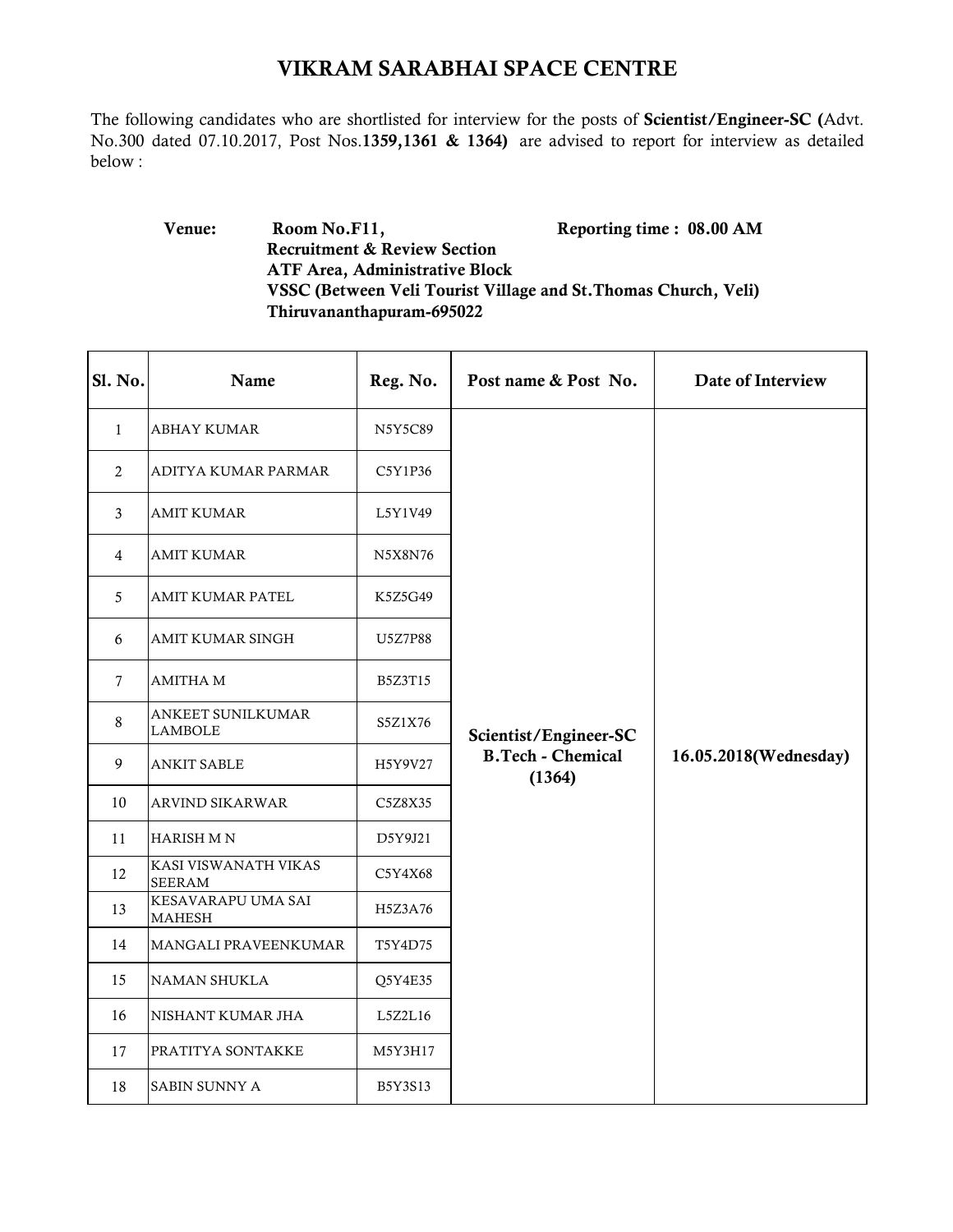# VIKRAM SARABHAI SPACE CENTRE

The following candidates who are shortlisted for interview for the posts of **Scientist/Engineer-SC (**Advt. No.300 dated 07.10.2017, Post Nos.**1359,1361 & 1364)** are advised to report for interview as detailed below :

**Venue:** **Room No.F11,**
**Recruitment & Review Section**
**ATF Area, Administrative Block**
**VSSC (Between Veli Tourist Village and St.Thomas Church, Veli)**
**Thiruvananthapuram-695022**

**Reporting time : 08.00 AM**

| Sl. No. | Name | Reg. No. | Post name & Post No. | Date of Interview |
|---|---|---|---|---|
| 1 | ABHAY KUMAR | N5Y5C89 | Scientist/Engineer-SC B.Tech - Chemical (1364) | 16.05.2018(Wednesday) |
| 2 | ADITYA KUMAR PARMAR | C5Y1P36 | | |
| 3 | AMIT KUMAR | L5Y1V49 | | |
| 4 | AMIT KUMAR | N5X8N76 | | |
| 5 | AMIT KUMAR PATEL | K5Z5G49 | | |
| 6 | AMIT KUMAR SINGH | U5Z7P88 | | |
| 7 | AMITHA M | B5Z3T15 | | |
| 8 | ANKEET SUNILKUMAR LAMBOLE | S5Z1X76 | | |
| 9 | ANKIT SABLE | H5Y9V27 | | |
| 10 | ARVIND SIKARWAR | C5Z8X35 | | |
| 11 | HARISH M N | D5Y9J21 | | |
| 12 | KASI VISWANATH VIKAS SEERAM | C5Y4X68 | | |
| 13 | KESAVARAPU UMA SAI MAHESH | H5Z3A76 | | |
| 14 | MANGALI PRAVEENKUMAR | T5Y4D75 | | |
| 15 | NAMAN SHUKLA | Q5Y4E35 | | |
| 16 | NISHANT KUMAR JHA | L5Z2L16 | | |
| 17 | PRATITYA SONTAKKE | M5Y3H17 | | |
| 18 | SABIN SUNNY A | B5Y3S13 | | |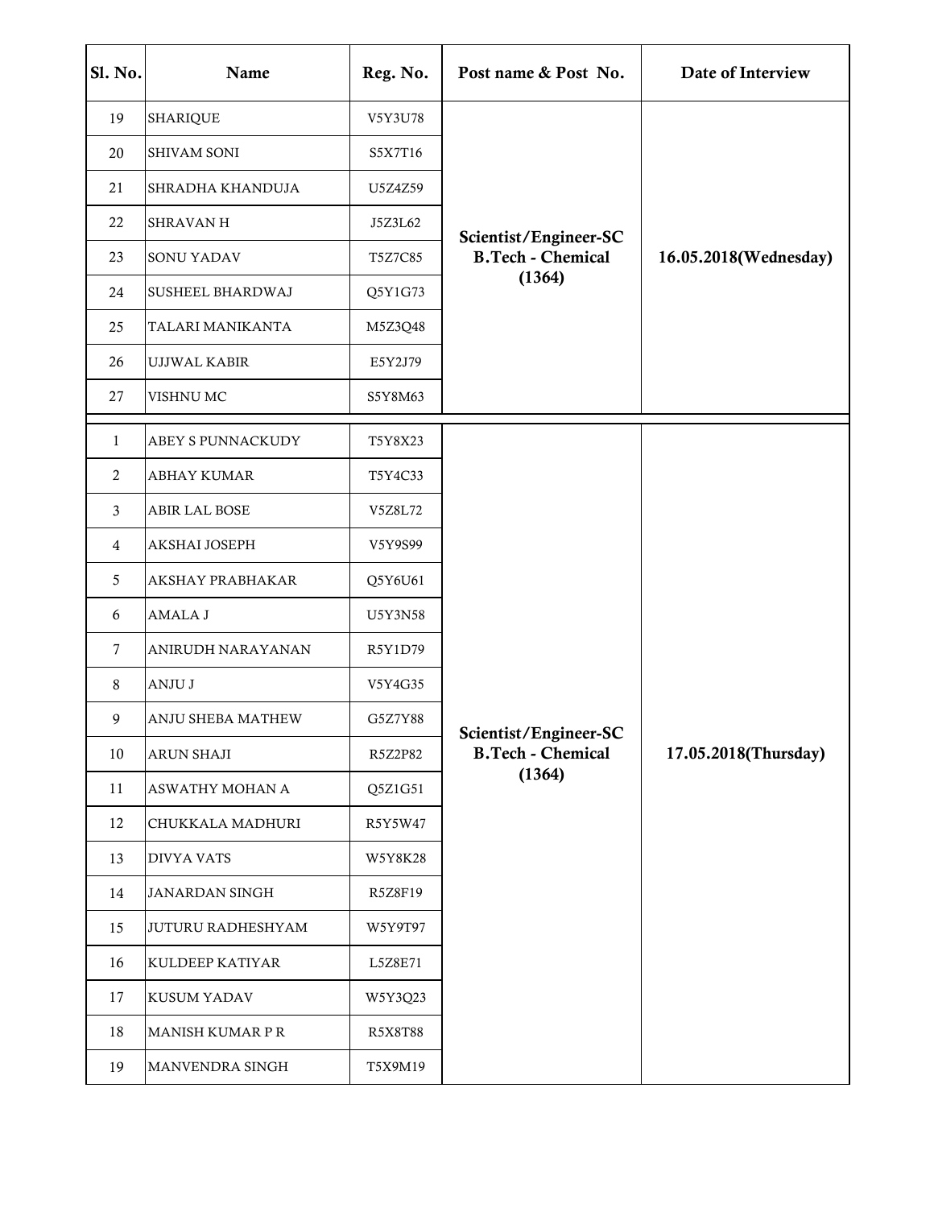| Sl. No. | Name | Reg. No. | Post name & Post No. | Date of Interview |
|---|---|---|---|---|
| 19 | SHARIQUE | V5Y3U78 | Scientist/Engineer-SC B.Tech - Chemical (1364) | 16.05.2018(Wednesday) |
| 20 | SHIVAM SONI | S5X7T16 | | |
| 21 | SHRADHA KHANDUJA | U5Z4Z59 | | |
| 22 | SHRAVAN H | J5Z3L62 | | |
| 23 | SONU YADAV | T5Z7C85 | | |
| 24 | SUSHEEL BHARDWAJ | Q5Y1G73 | | |
| 25 | TALARI MANIKANTA | M5Z3Q48 | | |
| 26 | UJJWAL KABIR | E5Y2J79 | | |
| 27 | VISHNU MC | S5Y8M63 | | |
| 1 | ABEY S PUNNACKUDY | T5Y8X23 | Scientist/Engineer-SC B.Tech - Chemical (1364) | 17.05.2018(Thursday) |
| 2 | ABHAY KUMAR | T5Y4C33 | | |
| 3 | ABIR LAL BOSE | V5Z8L72 | | |
| 4 | AKSHAI JOSEPH | V5Y9S99 | | |
| 5 | AKSHAY PRABHAKAR | Q5Y6U61 | | |
| 6 | AMALA J | U5Y3N58 | | |
| 7 | ANIRUDH NARAYANAN | R5Y1D79 | | |
| 8 | ANJU J | V5Y4G35 | | |
| 9 | ANJU SHEBA MATHEW | G5Z7Y88 | | |
| 10 | ARUN SHAJI | R5Z2P82 | | |
| 11 | ASWATHY MOHAN A | Q5Z1G51 | | |
| 12 | CHUKKALA MADHURI | R5Y5W47 | | |
| 13 | DIVYA VATS | W5Y8K28 | | |
| 14 | JANARDAN SINGH | R5Z8F19 | | |
| 15 | JUTURU RADHESHYAM | W5Y9T97 | | |
| 16 | KULDEEP KATIYAR | L5Z8E71 | | |
| 17 | KUSUM YADAV | W5Y3Q23 | | |
| 18 | MANISH KUMAR P R | R5X8T88 | | |
| 19 | MANVENDRA SINGH | T5X9M19 | | |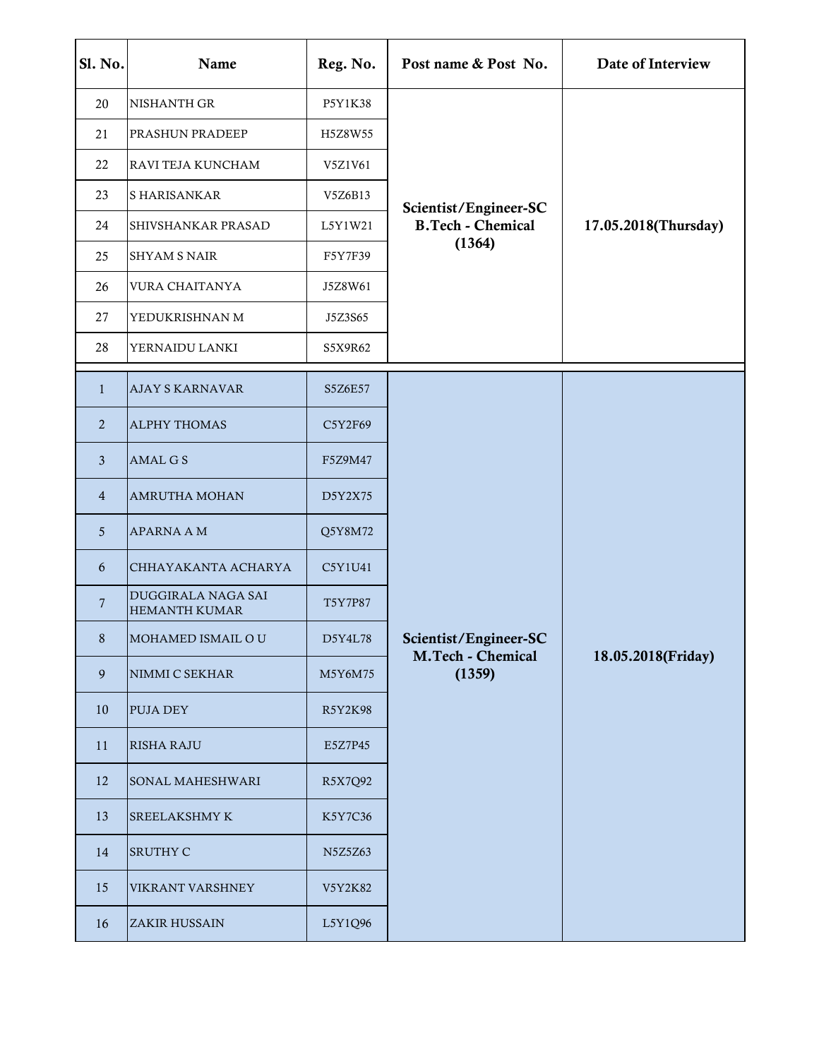| Sl. No. | Name | Reg. No. | Post name & Post No. | Date of Interview |
|---|---|---|---|---|
| 20 | NISHANTH GR | P5Y1K38 | Scientist/Engineer-SC **B.Tech - Chemical** (1364) | 17.05.2018(Thursday) |
| 21 | PRASHUN PRADEEP | H5Z8W55 | | |
| 22 | RAVI TEJA KUNCHAM | V5Z1V61 | | |
| 23 | S HARISANKAR | V5Z6B13 | | |
| 24 | SHIVSHANKAR PRASAD | L5Y1W21 | | |
| 25 | SHYAM S NAIR | F5Y7F39 | | |
| 26 | VURA CHAITANYA | J5Z8W61 | | |
| 27 | YEDUKRISHNAN M | J5Z3S65 | | |
| 28 | YERNAIDU LANKI | S5X9R62 | | |
| 1 | AJAY S KARNAVAR | S5Z6E57 | Scientist/Engineer-SC **M.Tech - Chemical** (1359) | 18.05.2018(Friday) |
| 2 | ALPHY THOMAS | C5Y2F69 | | |
| 3 | AMAL G S | F5Z9M47 | | |
| 4 | AMRUTHA MOHAN | D5Y2X75 | | |
| 5 | APARNA A M | Q5Y8M72 | | |
| 6 | CHHAYAKANTA ACHARYA | C5Y1U41 | | |
| 7 | DUGGIRALA NAGA SAI HEMANTH KUMAR | T5Y7P87 | | |
| 8 | MOHAMED ISMAIL O U | D5Y4L78 | | |
| 9 | NIMMI C SEKHAR | M5Y6M75 | | |
| 10 | PUJA DEY | R5Y2K98 | | |
| 11 | RISHA RAJU | E5Z7P45 | | |
| 12 | SONAL MAHESHWARI | R5X7Q92 | | |
| 13 | SREELAKSHMY K | K5Y7C36 | | |
| 14 | SRUTHY C | N5Z5Z63 | | |
| 15 | VIKRANT VARSHNEY | V5Y2K82 | | |
| 16 | ZAKIR HUSSAIN | L5Y1Q96 | | |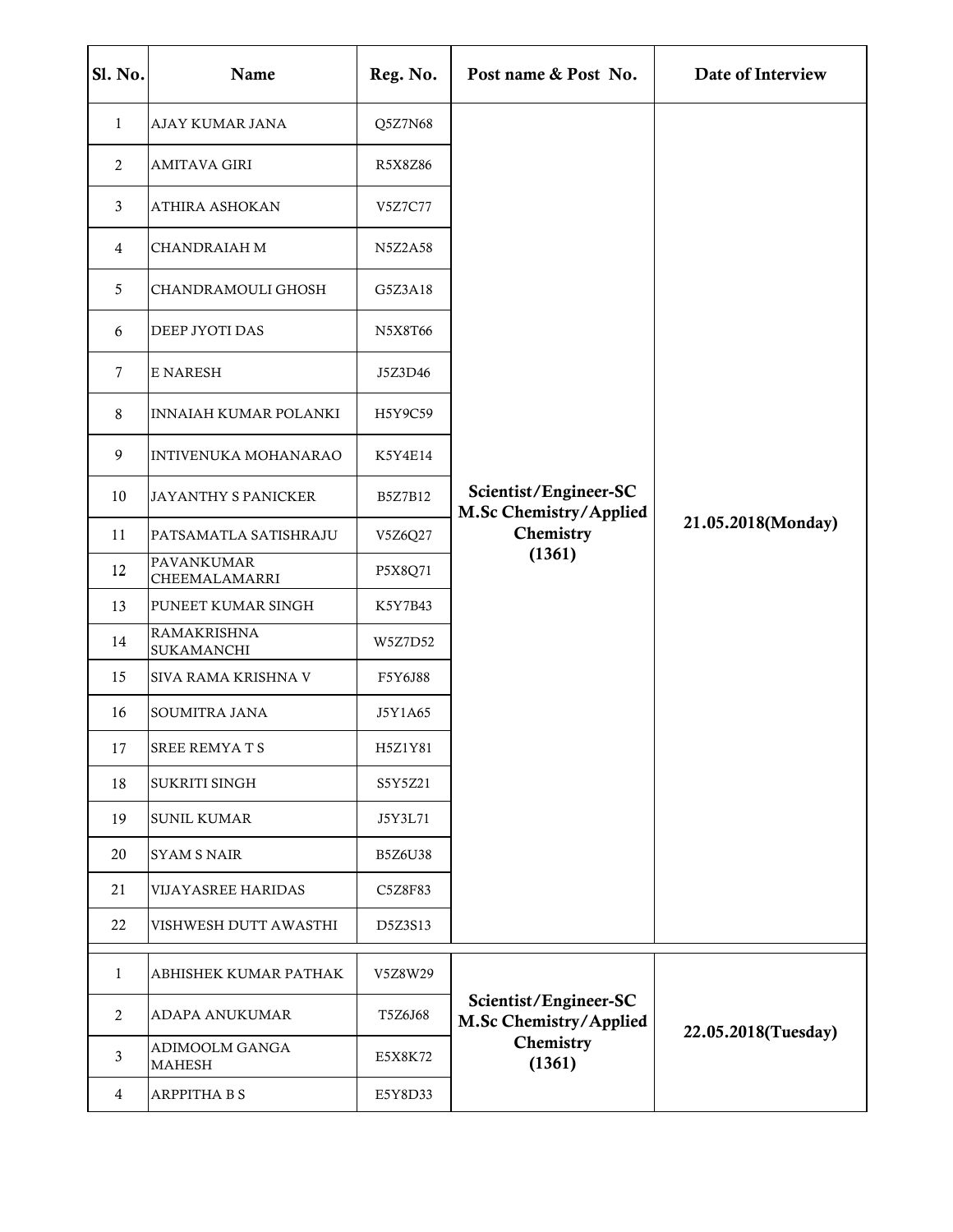| Sl. No. | Name | Reg. No. | Post name & Post No. | Date of Interview |
|---|---|---|---|---|
| 1 | AJAY KUMAR JANA | Q5Z7N68 | Scientist/Engineer-SC M.Sc Chemistry/Applied Chemistry (1361) | 21.05.2018(Monday) |
| 2 | AMITAVA GIRI | R5X8Z86 | | |
| 3 | ATHIRA ASHOKAN | V5Z7C77 | | |
| 4 | CHANDRAIAH M | N5Z2A58 | | |
| 5 | CHANDRAMOULI GHOSH | G5Z3A18 | | |
| 6 | DEEP JYOTI DAS | N5X8T66 | | |
| 7 | E NARESH | J5Z3D46 | | |
| 8 | INNAIAH KUMAR POLANKI | H5Y9C59 | | |
| 9 | INTIVENUKA MOHANARAO | K5Y4E14 | | |
| 10 | JAYANTHY S PANICKER | B5Z7B12 | | |
| 11 | PATSAMATLA SATISHRAJU | V5Z6Q27 | | |
| 12 | PAVANKUMAR CHEEMALAMARRI | P5X8Q71 | | |
| 13 | PUNEET KUMAR SINGH | K5Y7B43 | | |
| 14 | RAMAKRISHNA SUKAMANCHI | W5Z7D52 | | |
| 15 | SIVA RAMA KRISHNA V | F5Y6J88 | | |
| 16 | SOUMITRA JANA | J5Y1A65 | | |
| 17 | SREE REMYA T S | H5Z1Y81 | | |
| 18 | SUKRITI SINGH | S5Y5Z21 | | |
| 19 | SUNIL KUMAR | J5Y3L71 | | |
| 20 | SYAM S NAIR | B5Z6U38 | | |
| 21 | VIJAYASREE HARIDAS | C5Z8F83 | | |
| 22 | VISHWESH DUTT AWASTHI | D5Z3S13 | | |
| 1 | ABHISHEK KUMAR PATHAK | V5Z8W29 | Scientist/Engineer-SC M.Sc Chemistry/Applied Chemistry (1361) | 22.05.2018(Tuesday) |
| 2 | ADAPA ANUKUMAR | T5Z6J68 | | |
| 3 | ADIMOOLM GANGA MAHESH | E5X8K72 | | |
| 4 | ARPPITHA B S | E5Y8D33 | | |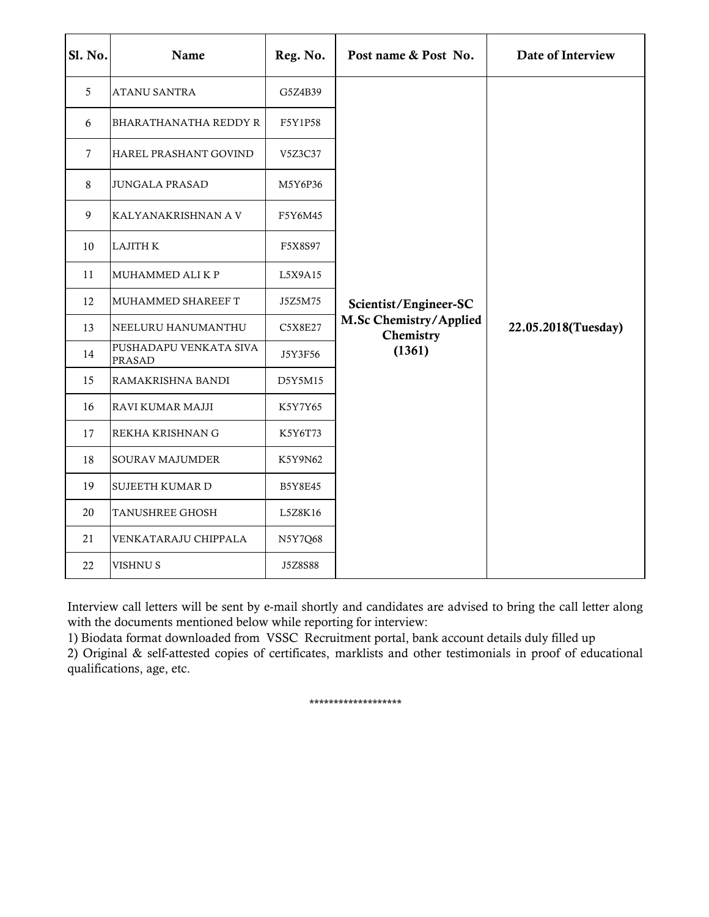| Sl. No. | Name | Reg. No. | Post name & Post No. | Date of Interview |
|---|---|---|---|---|
| 5 | ATANU SANTRA | G5Z4B39 | | |
| 6 | BHARATHANATHA REDDY R | F5Y1P58 | | |
| 7 | HAREL PRASHANT GOVIND | V5Z3C37 | | |
| 8 | JUNGALA PRASAD | M5Y6P36 | | |
| 9 | KALYANAKRISHNAN A V | F5Y6M45 | | |
| 10 | LAJITH K | F5X8S97 | | |
| 11 | MUHAMMED ALI K P | L5X9A15 | | |
| 12 | MUHAMMED SHAREEF T | J5Z5M75 | | |
| 13 | NEELURU HANUMANTHU | C5X8E27 | **Scientist/Engineer-SC M.Sc Chemistry/Applied Chemistry (1361)** | **22.05.2018(Tuesday)** |
| 14 | PUSHADAPU VENKATA SIVA PRASAD | J5Y3F56 | | |
| 15 | RAMAKRISHNA BANDI | D5Y5M15 | | |
| 16 | RAVI KUMAR MAJJI | K5Y7Y65 | | |
| 17 | REKHA KRISHNAN G | K5Y6T73 | | |
| 18 | SOURAV MAJUMDER | K5Y9N62 | | |
| 19 | SUJEETH KUMAR D | B5Y8E45 | | |
| 20 | TANUSHREE GHOSH | L5Z8K16 | | |
| 21 | VENKATARAJU CHIPPALA | N5Y7Q68 | | |
| 22 | VISHNU S | J5Z8S88 | | |

Interview call letters will be sent by e-mail shortly and candidates are advised to bring the call letter along with the documents mentioned below while reporting for interview:

1) Biodata format downloaded from VSSC Recruitment portal, bank account details duly filled up

2) Original & self-attested copies of certificates, marklists and other testimonials in proof of educational qualifications, age, etc.

*******************